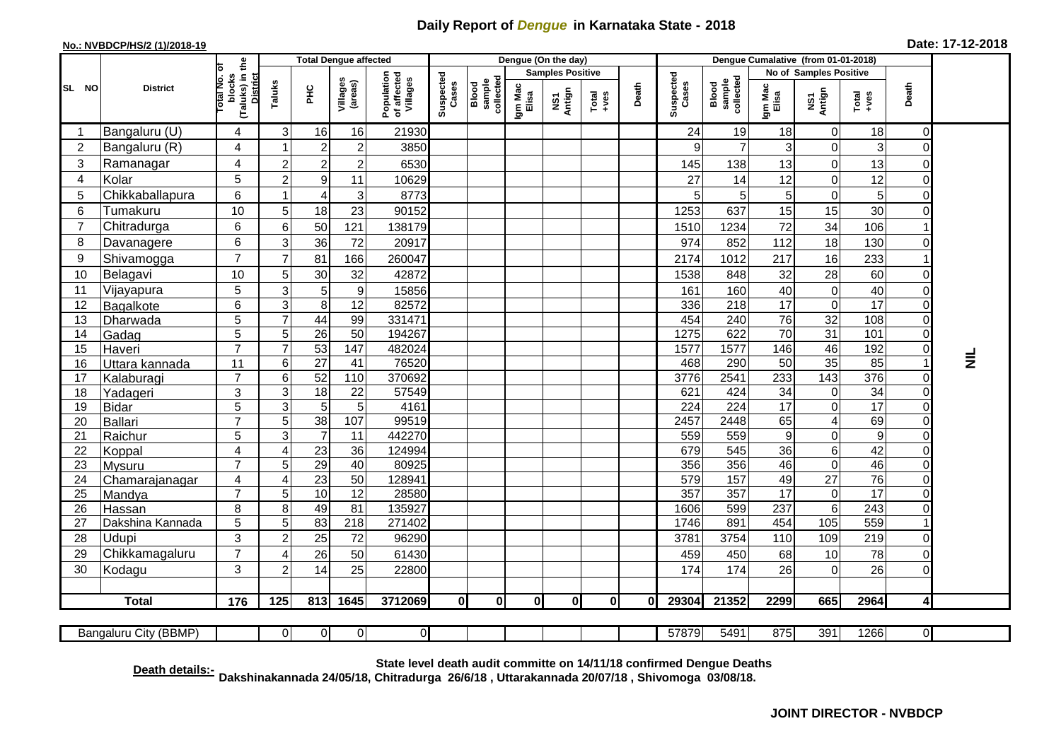# Daily Report of *Dengue* in Karnataka State - 2018

**No.: NVBDCP/HS/2 (1)/2018-19**

**Date: 17-12-2018**

| SL NO | District | Total No. of blocks (Taluks) in the District | Total Dengue affected | | | | Dengue (On the day) | | | | | | | Dengue Cumalative (from 01-01-2018) | | | | | | | |
|---|---|---|---|---|---|---|---|---|---|---|---|---|---|---|---|---|---|---|---|---|
| | | | Taluks | PHC | Villages (areas) | Population of affected Villages | Suspected Cases | Blood sample collected | Samples Positive | | | Death | Suspected Cases | Blood sample collected | No of Samples Positive | | | Death | |
| | | | | | | | | | Igm Mac Elisa | NS1 Antign | Total +ves | | | | Igm Mac Elisa | NS1 Antign | Total +ves | | |
| 1 | Bangaluru (U) | 4 | 3 | 16 | 16 | 21930 | | | | | | | 24 | 19 | 18 | 0 | 18 | 0 | NIL |
| 2 | Bangaluru (R) | 4 | 1 | 2 | 2 | 3850 | | | | | | | 9 | 7 | 3 | 0 | 3 | 0 | |
| 3 | Ramanagar | 4 | 2 | 2 | 2 | 6530 | | | | | | | 145 | 138 | 13 | 0 | 13 | 0 | |
| 4 | Kolar | 5 | 2 | 9 | 11 | 10629 | | | | | | | 27 | 14 | 12 | 0 | 12 | 0 | |
| 5 | Chikkaballapura | 6 | 1 | 4 | 3 | 8773 | | | | | | | 5 | 5 | 5 | 0 | 5 | 0 | |
| 6 | Tumakuru | 10 | 5 | 18 | 23 | 90152 | | | | | | | 1253 | 637 | 15 | 15 | 30 | 0 | |
| 7 | Chitradurga | 6 | 6 | 50 | 121 | 138179 | | | | | | | 1510 | 1234 | 72 | 34 | 106 | 1 | |
| 8 | Davanagere | 6 | 3 | 36 | 72 | 20917 | | | | | | | 974 | 852 | 112 | 18 | 130 | 0 | |
| 9 | Shivamogga | 7 | 7 | 81 | 166 | 260047 | | | | | | | 2174 | 1012 | 217 | 16 | 233 | 1 | |
| 10 | Belagavi | 10 | 5 | 30 | 32 | 42872 | | | | | | | 1538 | 848 | 32 | 28 | 60 | 0 | |
| 11 | Vijayapura | 5 | 3 | 5 | 9 | 15856 | | | | | | | 161 | 160 | 40 | 0 | 40 | 0 | |
| 12 | Bagalkote | 6 | 3 | 8 | 12 | 82572 | | | | | | | 336 | 218 | 17 | 0 | 17 | 0 | |
| 13 | Dharwada | 5 | 7 | 44 | 99 | 331471 | | | | | | | 454 | 240 | 76 | 32 | 108 | 0 | |
| 14 | Gadag | 5 | 5 | 26 | 50 | 194267 | | | | | | | 1275 | 622 | 70 | 31 | 101 | 0 | |
| 15 | Haveri | 7 | 7 | 53 | 147 | 482024 | | | | | | | 1577 | 1577 | 146 | 46 | 192 | 0 | |
| 16 | Uttara kannada | 11 | 6 | 27 | 41 | 76520 | | | | | | | 468 | 290 | 50 | 35 | 85 | 1 | |
| 17 | Kalaburagi | 7 | 6 | 52 | 110 | 370692 | | | | | | | 3776 | 2541 | 233 | 143 | 376 | 0 | |
| 18 | Yadageri | 3 | 3 | 18 | 22 | 57549 | | | | | | | 621 | 424 | 34 | 0 | 34 | 0 | |
| 19 | Bidar | 5 | 3 | 5 | 5 | 4161 | | | | | | | 224 | 224 | 17 | 0 | 17 | 0 | |
| 20 | Ballari | 7 | 5 | 38 | 107 | 99519 | | | | | | | 2457 | 2448 | 65 | 4 | 69 | 0 | |
| 21 | Raichur | 5 | 3 | 7 | 11 | 442270 | | | | | | | 559 | 559 | 9 | 0 | 9 | 0 | |
| 22 | Koppal | 4 | 4 | 23 | 36 | 124994 | | | | | | | 679 | 545 | 36 | 6 | 42 | 0 | |
| 23 | Mysuru | 7 | 5 | 29 | 40 | 80925 | | | | | | | 356 | 356 | 46 | 0 | 46 | 0 | |
| 24 | Chamarajanagar | 4 | 4 | 23 | 50 | 128941 | | | | | | | 579 | 157 | 49 | 27 | 76 | 0 | |
| 25 | Mandya | 7 | 5 | 10 | 12 | 28580 | | | | | | | 357 | 357 | 17 | 0 | 17 | 0 | |
| 26 | Hassan | 8 | 8 | 49 | 81 | 135927 | | | | | | | 1606 | 599 | 237 | 6 | 243 | 0 | |
| 27 | Dakshina Kannada | 5 | 5 | 83 | 218 | 271402 | | | | | | | 1746 | 891 | 454 | 105 | 559 | 1 | |
| 28 | Udupi | 3 | 2 | 25 | 72 | 96290 | | | | | | | 3781 | 3754 | 110 | 109 | 219 | 0 | |
| 29 | Chikkamagaluru | 7 | 4 | 26 | 50 | 61430 | | | | | | | 459 | 450 | 68 | 10 | 78 | 0 | |
| 30 | Kodagu | 3 | 2 | 14 | 25 | 22800 | | | | | | | 174 | 174 | 26 | 0 | 26 | 0 | |
| | **Total** | **176** | **125** | **813** | **1645** | **3712069** | **0** | **0** | **0** | **0** | **0** | **0** | **29304** | **21352** | **2299** | **665** | **2964** | **4** | |
| | Bangaluru City (BBMP) | | 0 | 0 | 0 | 0 | | | | | | | 57879 | 5491 | 875 | 391 | 1266 | 0 | |

**Death details:-** State level death audit committe on 14/11/18 confirmed Dengue Deaths Dakshinakannada 24/05/18, Chitradurga 26/6/18 , Uttarakannada 20/07/18 , Shivomoga 03/08/18.

**JOINT DIRECTOR - NVBDCP**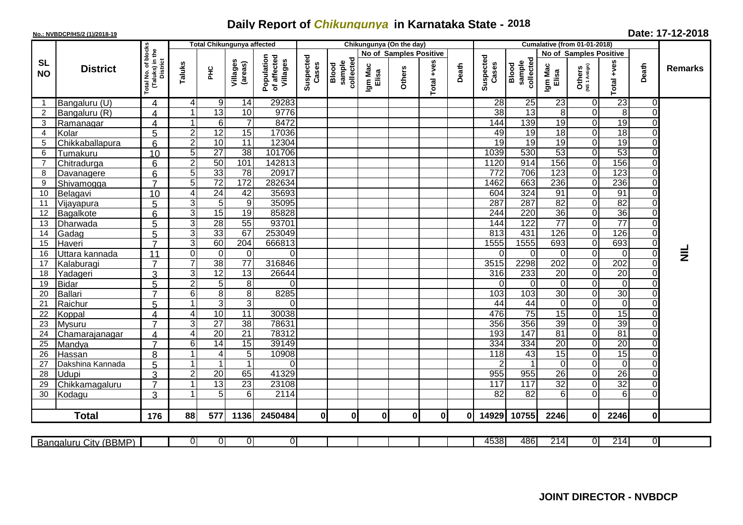# Daily Report of *Chikungunya* in Karnataka State - 2018

**No.: NVBDCP/HS/2 (1)/2018-19**

**Date: 17-12-2018**

| SL NO | District | Total No. of blocks (Taluks) in the District | Total Chikungunya affected | | | | Chikungunya (On the day) | | | | | | | Cumalative (from 01-01-2018) | | | | | | | Remarks |
|---|---|---|---|---|---|---|---|---|---|---|---|---|---|---|---|---|---|---|---|---|---|
| | | | Taluks | PHC | Villages (areas) | Population of affected Villages | Suspected Cases | Blood sample collected | No of Samples Positive | | | | Death | Suspected Cases | Blood sample collected | No of Samples Positive | | | | Death | |
| | | | | | | | | | Igm Mac Elisa | Others | Total +ves | | | | | Igm Mac Elisa | Others (NS 1 Antign) | Total +ves | | | |
| 1 | Bangaluru (U) | 4 | 4 | 9 | 14 | 29283 | | | | | | | | 28 | 25 | 23 | 0 | 23 | 0 | NIL |
| 2 | Bangaluru (R) | 4 | 1 | 13 | 10 | 9776 | | | | | | | | 38 | 13 | 8 | 0 | 8 | 0 | |
| 3 | Ramanagar | 4 | 1 | 6 | 7 | 8472 | | | | | | | | 144 | 139 | 19 | 0 | 19 | 0 | |
| 4 | Kolar | 5 | 2 | 12 | 15 | 17036 | | | | | | | | 49 | 19 | 18 | 0 | 18 | 0 | |
| 5 | Chikkaballapura | 6 | 2 | 10 | 11 | 12304 | | | | | | | | 19 | 19 | 19 | 0 | 19 | 0 | |
| 6 | Tumakuru | 10 | 5 | 27 | 38 | 101706 | | | | | | | | 1039 | 530 | 53 | 0 | 53 | 0 | |
| 7 | Chitradurga | 6 | 2 | 50 | 101 | 142813 | | | | | | | | 1120 | 914 | 156 | 0 | 156 | 0 | |
| 8 | Davanagere | 6 | 5 | 33 | 78 | 20917 | | | | | | | | 772 | 706 | 123 | 0 | 123 | 0 | |
| 9 | Shivamogga | 7 | 5 | 72 | 172 | 282634 | | | | | | | | 1462 | 663 | 236 | 0 | 236 | 0 | |
| 10 | Belagavi | 10 | 4 | 24 | 42 | 35693 | | | | | | | | 604 | 324 | 91 | 0 | 91 | 0 | |
| 11 | Vijayapura | 5 | 3 | 5 | 9 | 35095 | | | | | | | | 287 | 287 | 82 | 0 | 82 | 0 | |
| 12 | Bagalkote | 6 | 3 | 15 | 19 | 85828 | | | | | | | | 244 | 220 | 36 | 0 | 36 | 0 | |
| 13 | Dharwada | 5 | 3 | 28 | 55 | 93701 | | | | | | | | 144 | 122 | 77 | 0 | 77 | 0 | |
| 14 | Gadag | 5 | 3 | 33 | 67 | 253049 | | | | | | | | 813 | 431 | 126 | 0 | 126 | 0 | |
| 15 | Haveri | 7 | 3 | 60 | 204 | 666813 | | | | | | | | 1555 | 1555 | 693 | 0 | 693 | 0 | |
| 16 | Uttara kannada | 11 | 0 | 0 | 0 | 0 | | | | | | | | 0 | 0 | 0 | 0 | 0 | 0 | |
| 17 | Kalaburagi | 7 | 7 | 38 | 77 | 316846 | | | | | | | | 3515 | 2298 | 202 | 0 | 202 | 0 | |
| 18 | Yadageri | 3 | 3 | 12 | 13 | 26644 | | | | | | | | 316 | 233 | 20 | 0 | 20 | 0 | |
| 19 | Bidar | 5 | 2 | 5 | 8 | 0 | | | | | | | | 0 | 0 | 0 | 0 | 0 | 0 | |
| 20 | Ballari | 7 | 6 | 8 | 8 | 8285 | | | | | | | | 103 | 103 | 30 | 0 | 30 | 0 | |
| 21 | Raichur | 5 | 1 | 3 | 3 | 0 | | | | | | | | 44 | 44 | 0 | 0 | 0 | 0 | |
| 22 | Koppal | 4 | 4 | 10 | 11 | 30038 | | | | | | | | 476 | 75 | 15 | 0 | 15 | 0 | |
| 23 | Mysuru | 7 | 3 | 27 | 38 | 78631 | | | | | | | | 356 | 356 | 39 | 0 | 39 | 0 | |
| 24 | Chamarajanagar | 4 | 4 | 20 | 21 | 78312 | | | | | | | | 193 | 147 | 81 | 0 | 81 | 0 | |
| 25 | Mandya | 7 | 6 | 14 | 15 | 39149 | | | | | | | | 334 | 334 | 20 | 0 | 20 | 0 | |
| 26 | Hassan | 8 | 1 | 4 | 5 | 10908 | | | | | | | | 118 | 43 | 15 | 0 | 15 | 0 | |
| 27 | Dakshina Kannada | 5 | 1 | 1 | 1 | 0 | | | | | | | | 2 | 1 | 0 | 0 | 0 | 0 | |
| 28 | Udupi | 3 | 2 | 20 | 65 | 41329 | | | | | | | | 955 | 955 | 26 | 0 | 26 | 0 | |
| 29 | Chikkamagaluru | 7 | 1 | 13 | 23 | 23108 | | | | | | | | 117 | 117 | 32 | 0 | 32 | 0 | |
| 30 | Kodagu | 3 | 1 | 5 | 6 | 2114 | | | | | | | | 82 | 82 | 6 | 0 | 6 | 0 | |
| | **Total** | **176** | **88** | **577** | **1136** | **2450484** | **0** | **0** | **0** | **0** | **0** | **0** | **14929** | **10755** | **2246** | **0** | **2246** | **0** | |

| | | | | | | | | | | | | | | | | | | |
|---|---|---|---|---|---|---|---|---|---|---|---|---|---|---|---|---|---|---|
| Bangaluru City (BBMP) | | 0 | 0 | 0 | 0 | | | | | | | 4538 | 486 | 214 | 0 | 214 | 0 | |

**JOINT DIRECTOR - NVBDCP**